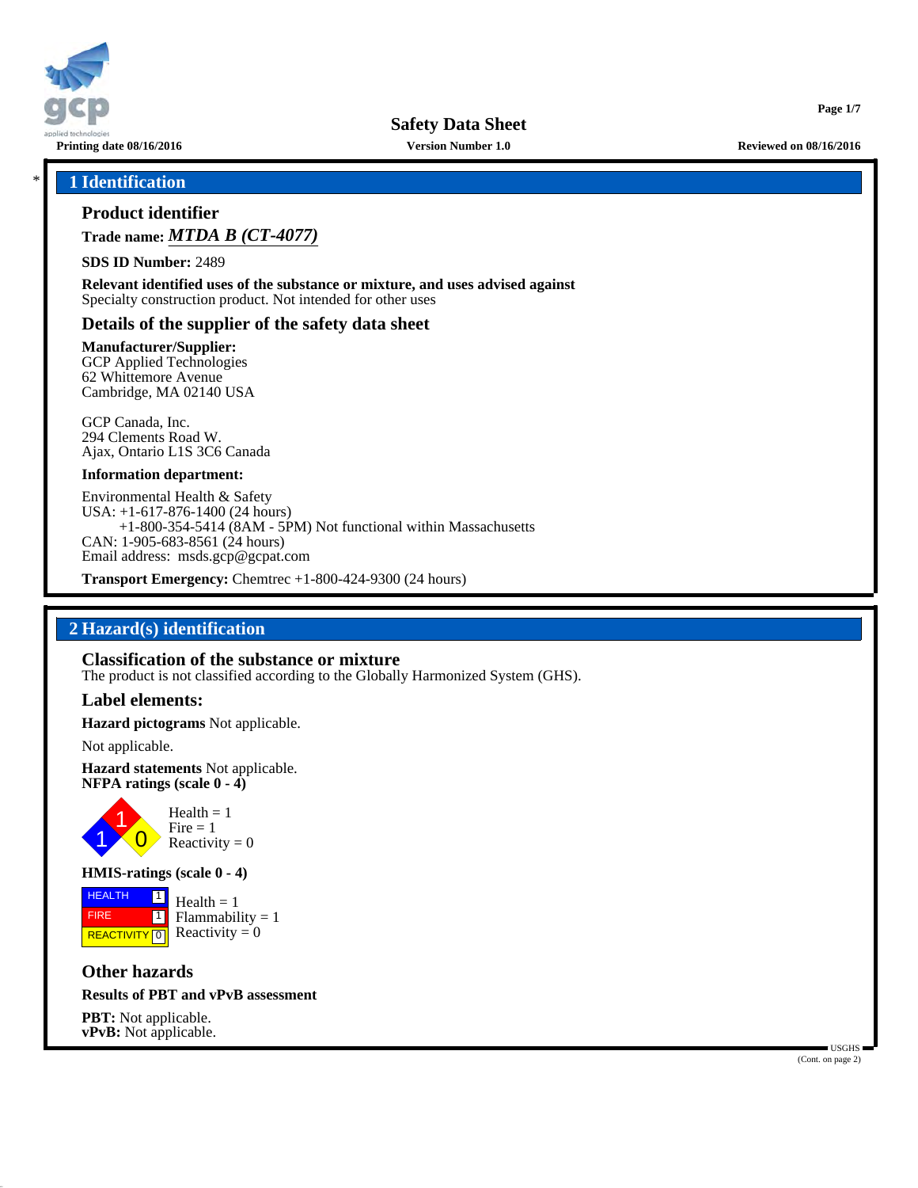# Safety Data Sheet

Printing date 08/16/2016 | Version Number 1.0 | Reviewed on 08/16/2016

## * 1 Identification

### Product identifier

**Trade name:** ***MTDA B (CT-4077)***

**SDS ID Number:** 2489

**Relevant identified uses of the substance or mixture, and uses advised against**
Specialty construction product. Not intended for other uses

### Details of the supplier of the safety data sheet

**Manufacturer/Supplier:**
GCP Applied Technologies
62 Whittemore Avenue
Cambridge, MA 02140 USA

GCP Canada, Inc.
294 Clements Road W.
Ajax, Ontario L1S 3C6 Canada

**Information department:**

Environmental Health & Safety
USA: +1-617-876-1400 (24 hours)
+1-800-354-5414 (8AM - 5PM) Not functional within Massachusetts
CAN: 1-905-683-8561 (24 hours)
Email address: msds.gcp@gcpat.com

**Transport Emergency:** Chemtrec +1-800-424-9300 (24 hours)

## 2 Hazard(s) identification

### Classification of the substance or mixture

The product is not classified according to the Globally Harmonized System (GHS).

### Label elements:

**Hazard pictograms** Not applicable.

Not applicable.

**Hazard statements** Not applicable.

**NFPA ratings (scale 0 - 4)**

Health = 1
Fire = 1
Reactivity = 0

**HMIS-ratings (scale 0 - 4)**

| | |
|---|---|
| HEALTH | 1 |
| FIRE | 1 |
| REACTIVITY | 0 |

Health = 1
Flammability = 1
Reactivity = 0

### Other hazards

**Results of PBT and vPvB assessment**

**PBT:** Not applicable.
**vPvB:** Not applicable.

(Cont. on page 2)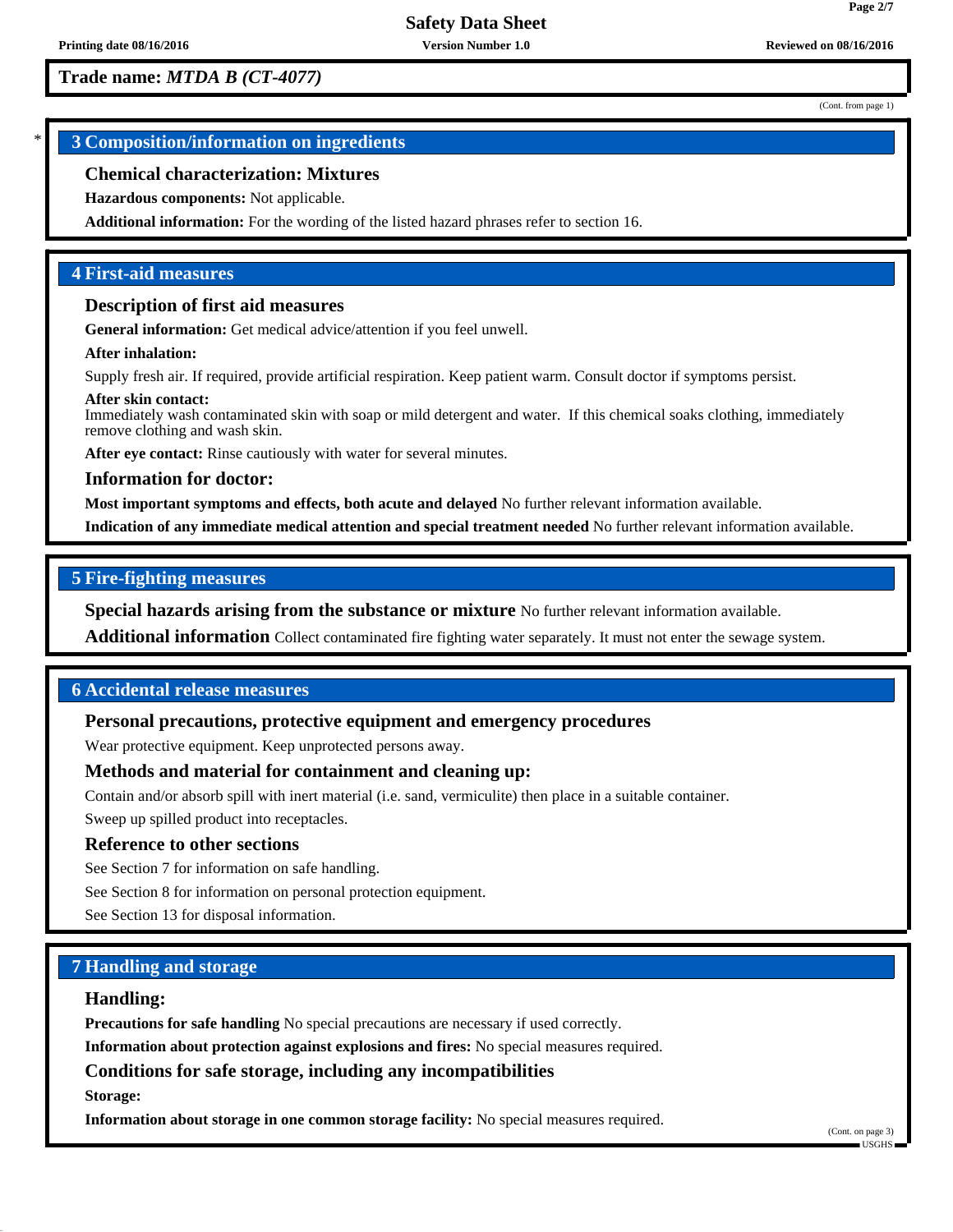Trade name: *MTDA B (CT-4077)*

(Cont. from page 1)

## 3 Composition/information on ingredients

### Chemical characterization: Mixtures

**Hazardous components:** Not applicable.

**Additional information:** For the wording of the listed hazard phrases refer to section 16.

## 4 First-aid measures

### Description of first aid measures

**General information:** Get medical advice/attention if you feel unwell.

**After inhalation:**

Supply fresh air. If required, provide artificial respiration. Keep patient warm. Consult doctor if symptoms persist.

**After skin contact:**
Immediately wash contaminated skin with soap or mild detergent and water. If this chemical soaks clothing, immediately remove clothing and wash skin.

**After eye contact:** Rinse cautiously with water for several minutes.

### Information for doctor:

**Most important symptoms and effects, both acute and delayed** No further relevant information available.

**Indication of any immediate medical attention and special treatment needed** No further relevant information available.

## 5 Fire-fighting measures

**Special hazards arising from the substance or mixture** No further relevant information available.

**Additional information** Collect contaminated fire fighting water separately. It must not enter the sewage system.

## 6 Accidental release measures

### Personal precautions, protective equipment and emergency procedures

Wear protective equipment. Keep unprotected persons away.

### Methods and material for containment and cleaning up:

Contain and/or absorb spill with inert material (i.e. sand, vermiculite) then place in a suitable container.

Sweep up spilled product into receptacles.

### Reference to other sections

See Section 7 for information on safe handling.

See Section 8 for information on personal protection equipment.

See Section 13 for disposal information.

## 7 Handling and storage

### Handling:

**Precautions for safe handling** No special precautions are necessary if used correctly.

**Information about protection against explosions and fires:** No special measures required.

### Conditions for safe storage, including any incompatibilities

**Storage:**

**Information about storage in one common storage facility:** No special measures required.

(Cont. on page 3)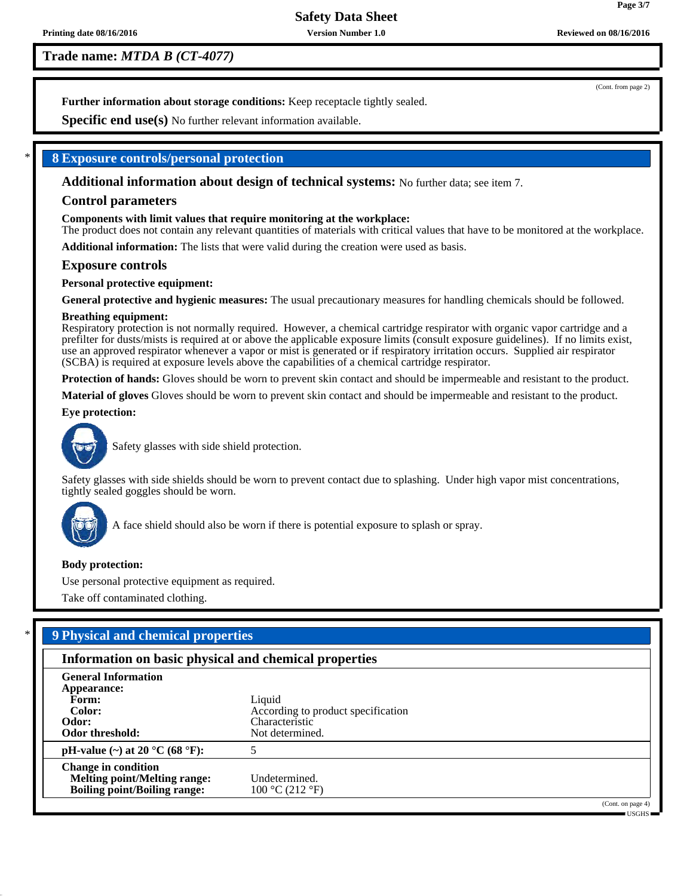**Trade name:** ***MTDA B (CT-4077)***

(Cont. from page 2)

**Further information about storage conditions:** Keep receptacle tightly sealed.

**Specific end use(s)** No further relevant information available.

## * 8 Exposure controls/personal protection

**Additional information about design of technical systems:** No further data; see item 7.

### Control parameters

**Components with limit values that require monitoring at the workplace:**
The product does not contain any relevant quantities of materials with critical values that have to be monitored at the workplace.

**Additional information:** The lists that were valid during the creation were used as basis.

### Exposure controls

**Personal protective equipment:**

**General protective and hygienic measures:** The usual precautionary measures for handling chemicals should be followed.

**Breathing equipment:**
Respiratory protection is not normally required. However, a chemical cartridge respirator with organic vapor cartridge and a prefilter for dusts/mists is required at or above the applicable exposure limits (consult exposure guidelines). If no limits exist, use an approved respirator whenever a vapor or mist is generated or if respiratory irritation occurs. Supplied air respirator (SCBA) is required at exposure levels above the capabilities of a chemical cartridge respirator.

**Protection of hands:** Gloves should be worn to prevent skin contact and should be impermeable and resistant to the product.

**Material of gloves** Gloves should be worn to prevent skin contact and should be impermeable and resistant to the product.

**Eye protection:**

Safety glasses with side shield protection.

Safety glasses with side shields should be worn to prevent contact due to splashing. Under high vapor mist concentrations, tightly sealed goggles should be worn.

A face shield should also be worn if there is potential exposure to splash or spray.

**Body protection:**

Use personal protective equipment as required.

Take off contaminated clothing.

## * 9 Physical and chemical properties

### Information on basic physical and chemical properties

| | |
|---|---|
| **General Information** | |
| **Appearance:** | |
| **Form:** | Liquid |
| **Color:** | According to product specification |
| **Odor:** | Characteristic |
| **Odor threshold:** | Not determined. |
| **pH-value (~) at 20 °C (68 °F):** | 5 |
| **Change in condition** | |
| **Melting point/Melting range:** | Undetermined. |
| **Boiling point/Boiling range:** | 100 °C (212 °F) |

(Cont. on page 4)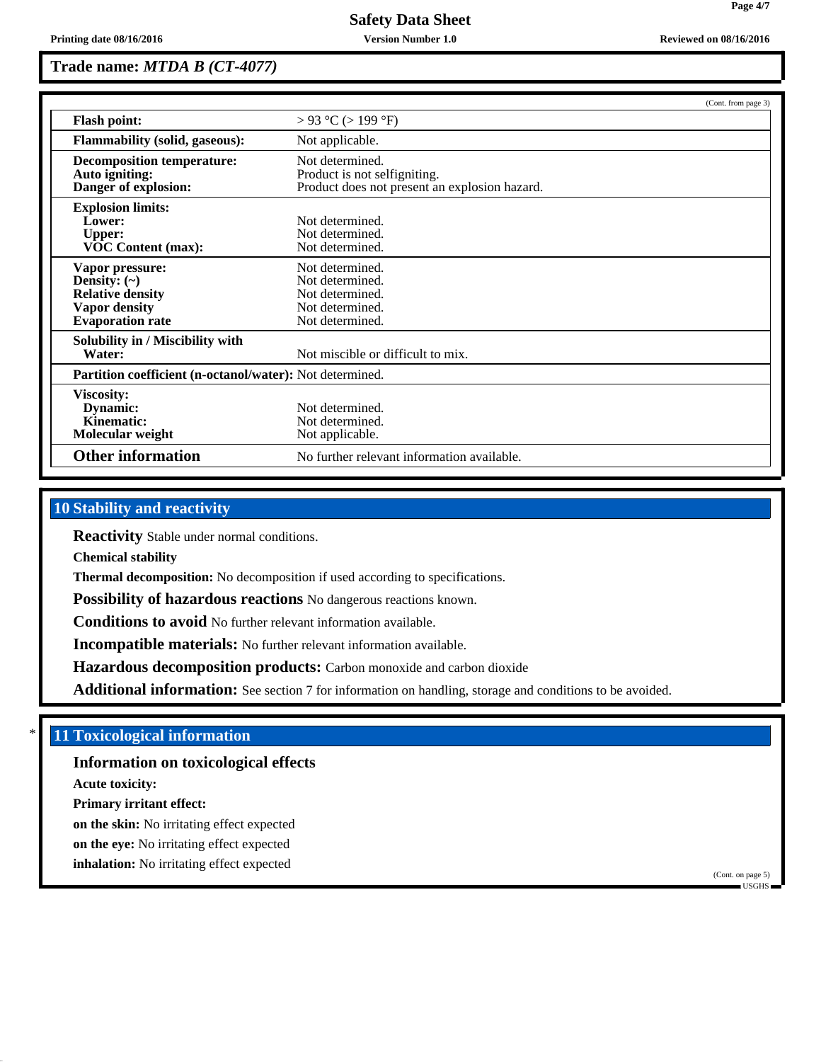**Trade name:** ***MTDA B (CT-4077)***

(Cont. from page 3)

| | |
|---|---|
| **Flash point:** | > 93 °C (> 199 °F) |
| **Flammability (solid, gaseous):** | Not applicable. |
| **Decomposition temperature:** | Not determined. |
| **Auto igniting:** | Product is not selfigniting. |
| **Danger of explosion:** | Product does not present an explosion hazard. |
| **Explosion limits:** | |
| **Lower:** | Not determined. |
| **Upper:** | Not determined. |
| **VOC Content (max):** | Not determined. |
| **Vapor pressure:** | Not determined. |
| **Density: (~)** | Not determined. |
| **Relative density** | Not determined. |
| **Vapor density** | Not determined. |
| **Evaporation rate** | Not determined. |
| **Solubility in / Miscibility with** | |
| **Water:** | Not miscible or difficult to mix. |
| **Partition coefficient (n-octanol/water):** | Not determined. |
| **Viscosity:** | |
| **Dynamic:** | Not determined. |
| **Kinematic:** | Not determined. |
| **Molecular weight** | Not applicable. |
| **Other information** | No further relevant information available. |

## 10 Stability and reactivity

**Reactivity** Stable under normal conditions.

**Chemical stability**

**Thermal decomposition:** No decomposition if used according to specifications.

**Possibility of hazardous reactions** No dangerous reactions known.

**Conditions to avoid** No further relevant information available.

**Incompatible materials:** No further relevant information available.

**Hazardous decomposition products:** Carbon monoxide and carbon dioxide

**Additional information:** See section 7 for information on handling, storage and conditions to be avoided.

## * 11 Toxicological information

### Information on toxicological effects

**Acute toxicity:**

**Primary irritant effect:**

**on the skin:** No irritating effect expected

**on the eye:** No irritating effect expected

**inhalation:** No irritating effect expected

(Cont. on page 5)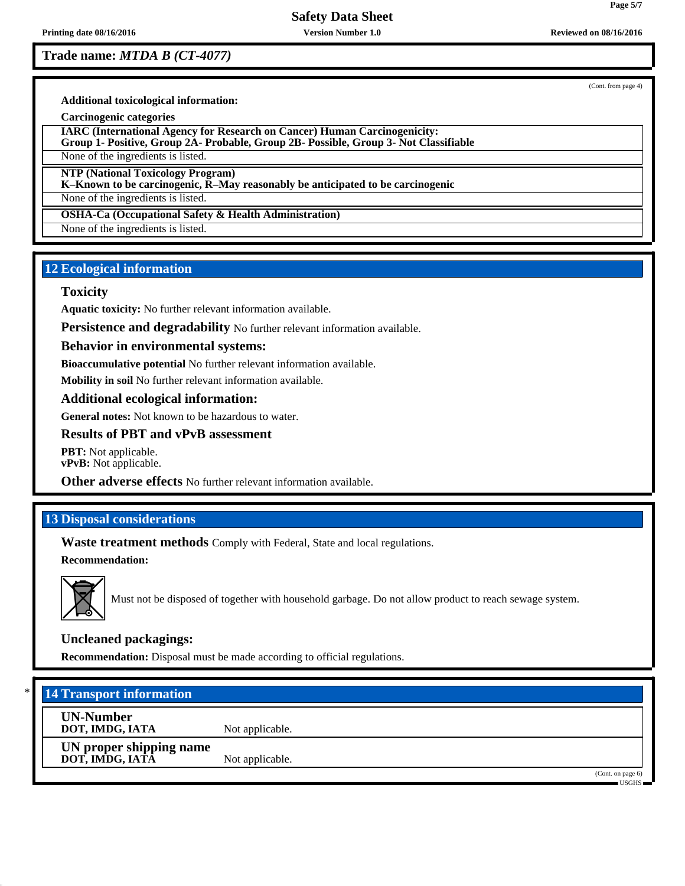**Trade name:** ***MTDA B (CT-4077)***

(Cont. from page 4)

**Additional toxicological information:**

**Carcinogenic categories**

**IARC (International Agency for Research on Cancer) Human Carcinogenicity:**
**Group 1- Positive, Group 2A- Probable, Group 2B- Possible, Group 3- Not Classifiable**

None of the ingredients is listed.

**NTP (National Toxicology Program)**
**K–Known to be carcinogenic, R–May reasonably be anticipated to be carcinogenic**

None of the ingredients is listed.

**OSHA-Ca (Occupational Safety & Health Administration)**

None of the ingredients is listed.

## 12 Ecological information

### Toxicity

**Aquatic toxicity:** No further relevant information available.

**Persistence and degradability** No further relevant information available.

### Behavior in environmental systems:

**Bioaccumulative potential** No further relevant information available.

**Mobility in soil** No further relevant information available.

### Additional ecological information:

**General notes:** Not known to be hazardous to water.

### Results of PBT and vPvB assessment

**PBT:** Not applicable.
**vPvB:** Not applicable.

**Other adverse effects** No further relevant information available.

## 13 Disposal considerations

**Waste treatment methods** Comply with Federal, State and local regulations.

**Recommendation:**

Must not be disposed of together with household garbage. Do not allow product to reach sewage system.

### Uncleaned packagings:

**Recommendation:** Disposal must be made according to official regulations.

## * 14 Transport information

| | |
|---|---|
| **UN-Number**<br>**DOT, IMDG, IATA** | Not applicable. |
| **UN proper shipping name**<br>**DOT, IMDG, IATA** | Not applicable. |

(Cont. on page 6)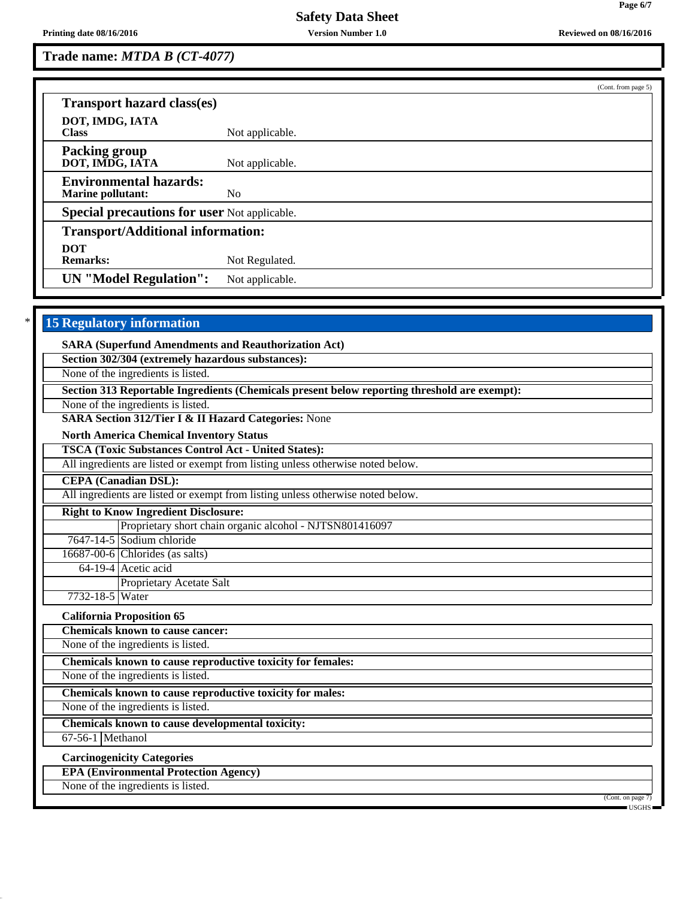Trade name: *MTDA B (CT-4077)*

(Cont. from page 5)

**Transport hazard class(es)**

**DOT, IMDG, IATA**
**Class** Not applicable.

**Packing group**
**DOT, IMDG, IATA** Not applicable.

**Environmental hazards:**
**Marine pollutant:** No

**Special precautions for user** Not applicable.

**Transport/Additional information:**

**DOT**
**Remarks:** Not Regulated.

**UN "Model Regulation":** Not applicable.

\* 

## 15 Regulatory information

**SARA (Superfund Amendments and Reauthorization Act)**

**Section 302/304 (extremely hazardous substances):**

None of the ingredients is listed.

**Section 313 Reportable Ingredients (Chemicals present below reporting threshold are exempt):**

None of the ingredients is listed.

**SARA Section 312/Tier I & II Hazard Categories:** None

**North America Chemical Inventory Status**

**TSCA (Toxic Substances Control Act - United States):**

All ingredients are listed or exempt from listing unless otherwise noted below.

**CEPA (Canadian DSL):**

All ingredients are listed or exempt from listing unless otherwise noted below.

**Right to Know Ingredient Disclosure:**

| | |
|---|---|
| | Proprietary short chain organic alcohol - NJTSN801416097 |
| 7647-14-5 | Sodium chloride |
| 16687-00-6 | Chlorides (as salts) |
| 64-19-4 | Acetic acid |
| | Proprietary Acetate Salt |
| 7732-18-5 | Water |

**California Proposition 65**

**Chemicals known to cause cancer:**

None of the ingredients is listed.

**Chemicals known to cause reproductive toxicity for females:**

None of the ingredients is listed.

**Chemicals known to cause reproductive toxicity for males:**

None of the ingredients is listed.

**Chemicals known to cause developmental toxicity:**

| | |
|---|---|
| 67-56-1 | Methanol |

**Carcinogenicity Categories**

**EPA (Environmental Protection Agency)**

None of the ingredients is listed.

(Cont. on page 7)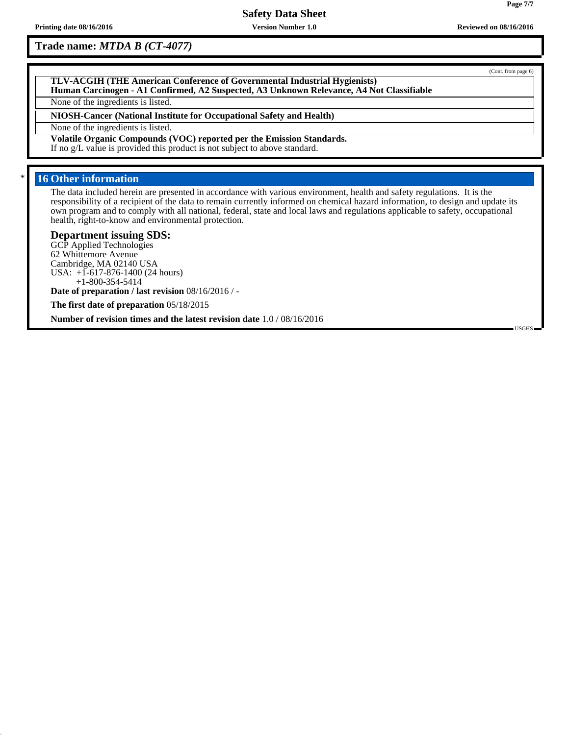**Trade name:** ***MTDA B (CT-4077)***

(Cont. from page 6)

**TLV-ACGIH (THE American Conference of Governmental Industrial Hygienists)**
**Human Carcinogen - A1 Confirmed, A2 Suspected, A3 Unknown Relevance, A4 Not Classifiable**

None of the ingredients is listed.

**NIOSH-Cancer (National Institute for Occupational Safety and Health)**

None of the ingredients is listed.

**Volatile Organic Compounds (VOC) reported per the Emission Standards.**
If no g/L value is provided this product is not subject to above standard.

## * 16 Other information

The data included herein are presented in accordance with various environment, health and safety regulations. It is the responsibility of a recipient of the data to remain currently informed on chemical hazard information, to design and update its own program and to comply with all national, federal, state and local laws and regulations applicable to safety, occupational health, right-to-know and environmental protection.

### Department issuing SDS:

GCP Applied Technologies
62 Whittemore Avenue
Cambridge, MA 02140 USA
USA: +1-617-876-1400 (24 hours)
+1-800-354-5414

**Date of preparation / last revision** 08/16/2016 / -

**The first date of preparation** 05/18/2015

**Number of revision times and the latest revision date** 1.0 / 08/16/2016

USGHS